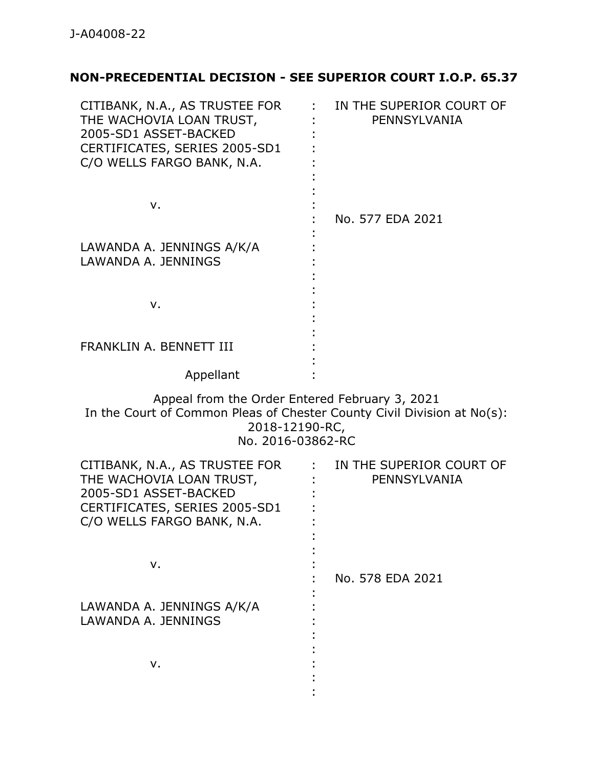J-A04008-22

**NON-PRECEDENTIAL DECISION - SEE SUPERIOR COURT I.O.P. 65.37**

| | | |
|---|---|---|
| CITIBANK, N.A., AS TRUSTEE FOR THE WACHOVIA LOAN TRUST, 2005-SD1 ASSET-BACKED CERTIFICATES, SERIES 2005-SD1 C/O WELLS FARGO BANK, N.A.<br><br>v.<br><br>LAWANDA A. JENNINGS A/K/A LAWANDA A. JENNINGS<br><br>v.<br><br>FRANKLIN A. BENNETT III<br><br>Appellant | : | IN THE SUPERIOR COURT OF PENNSYLVANIA<br><br>No. 577 EDA 2021 |

Appeal from the Order Entered February 3, 2021
In the Court of Common Pleas of Chester County Civil Division at No(s): 2018-12190-RC, No. 2016-03862-RC

| | | |
|---|---|---|
| CITIBANK, N.A., AS TRUSTEE FOR THE WACHOVIA LOAN TRUST, 2005-SD1 ASSET-BACKED CERTIFICATES, SERIES 2005-SD1 C/O WELLS FARGO BANK, N.A.<br><br>v.<br><br>LAWANDA A. JENNINGS A/K/A LAWANDA A. JENNINGS<br><br>v. | : | IN THE SUPERIOR COURT OF PENNSYLVANIA<br><br>No. 578 EDA 2021 |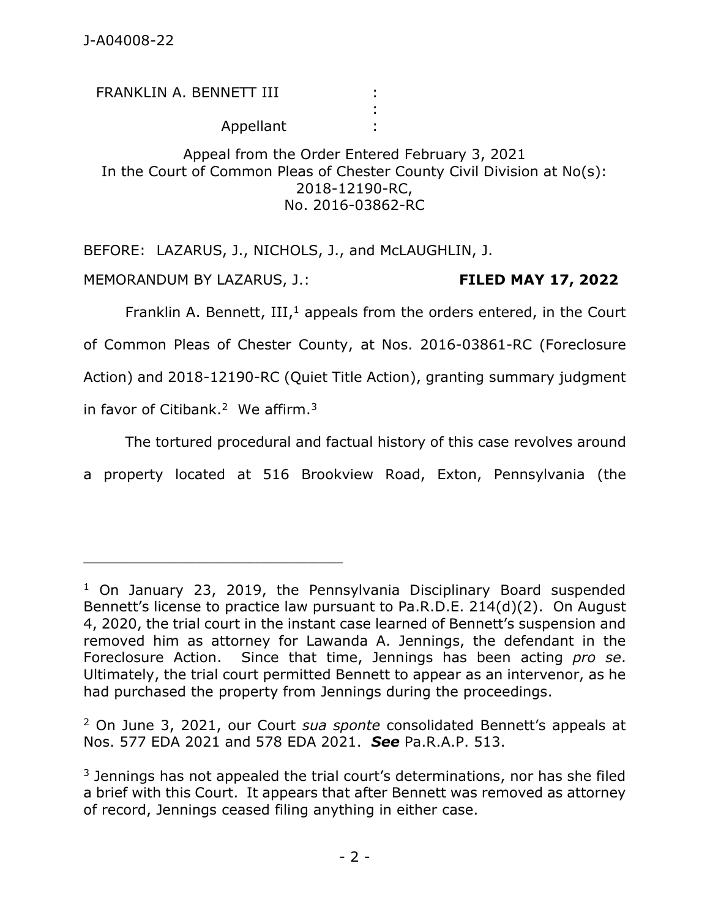FRANKLIN A. BENNETT III :
:
Appellant :

Appeal from the Order Entered February 3, 2021
In the Court of Common Pleas of Chester County Civil Division at No(s):
2018-12190-RC,
No. 2016-03862-RC

BEFORE: LAZARUS, J., NICHOLS, J., and McLAUGHLIN, J.

MEMORANDUM BY LAZARUS, J.: **FILED MAY 17, 2022**

Franklin A. Bennett, III,[1] appeals from the orders entered, in the Court of Common Pleas of Chester County, at Nos. 2016-03861-RC (Foreclosure Action) and 2018-12190-RC (Quiet Title Action), granting summary judgment in favor of Citibank.[2] We affirm.[3]

The tortured procedural and factual history of this case revolves around a property located at 516 Brookview Road, Exton, Pennsylvania (the

---

[1] On January 23, 2019, the Pennsylvania Disciplinary Board suspended Bennett's license to practice law pursuant to Pa.R.D.E. 214(d)(2). On August 4, 2020, the trial court in the instant case learned of Bennett's suspension and removed him as attorney for Lawanda A. Jennings, the defendant in the Foreclosure Action. Since that time, Jennings has been acting *pro se*. Ultimately, the trial court permitted Bennett to appear as an intervenor, as he had purchased the property from Jennings during the proceedings.

[2] On June 3, 2021, our Court *sua sponte* consolidated Bennett's appeals at Nos. 577 EDA 2021 and 578 EDA 2021. ***See*** Pa.R.A.P. 513.

[3] Jennings has not appealed the trial court's determinations, nor has she filed a brief with this Court. It appears that after Bennett was removed as attorney of record, Jennings ceased filing anything in either case.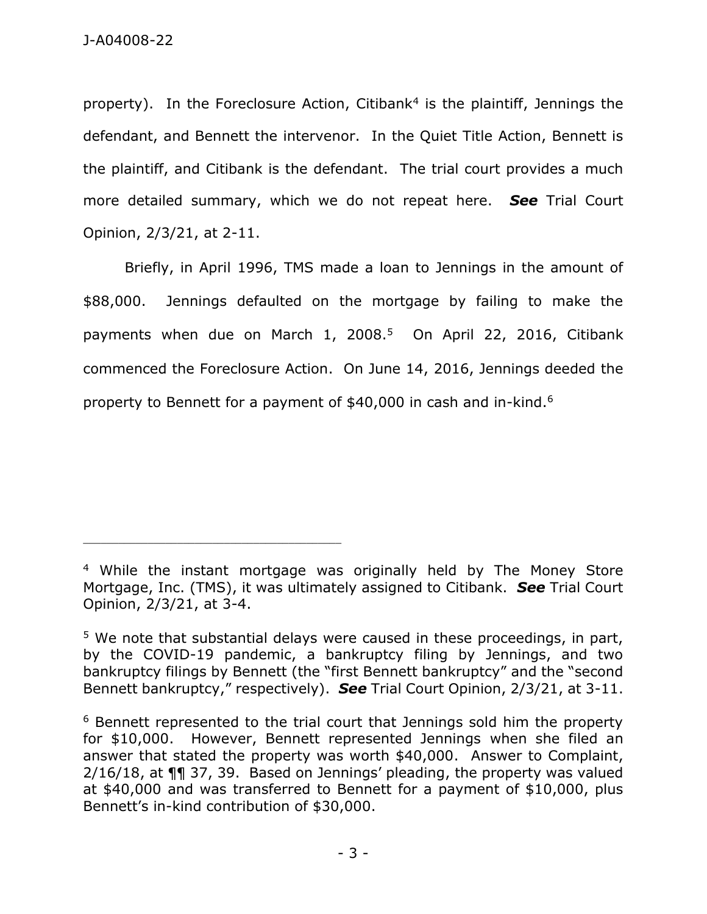property). In the Foreclosure Action, Citibank[4] is the plaintiff, Jennings the defendant, and Bennett the intervenor. In the Quiet Title Action, Bennett is the plaintiff, and Citibank is the defendant. The trial court provides a much more detailed summary, which we do not repeat here. ***See*** Trial Court Opinion, 2/3/21, at 2-11.

Briefly, in April 1996, TMS made a loan to Jennings in the amount of \$88,000. Jennings defaulted on the mortgage by failing to make the payments when due on March 1, 2008.[5] On April 22, 2016, Citibank commenced the Foreclosure Action. On June 14, 2016, Jennings deeded the property to Bennett for a payment of \$40,000 in cash and in-kind.[6]

---

[4] While the instant mortgage was originally held by The Money Store Mortgage, Inc. (TMS), it was ultimately assigned to Citibank. ***See*** Trial Court Opinion, 2/3/21, at 3-4.

[5] We note that substantial delays were caused in these proceedings, in part, by the COVID-19 pandemic, a bankruptcy filing by Jennings, and two bankruptcy filings by Bennett (the "first Bennett bankruptcy" and the "second Bennett bankruptcy," respectively). ***See*** Trial Court Opinion, 2/3/21, at 3-11.

[6] Bennett represented to the trial court that Jennings sold him the property for \$10,000. However, Bennett represented Jennings when she filed an answer that stated the property was worth \$40,000. Answer to Complaint, 2/16/18, at ¶¶ 37, 39. Based on Jennings' pleading, the property was valued at \$40,000 and was transferred to Bennett for a payment of \$10,000, plus Bennett's in-kind contribution of \$30,000.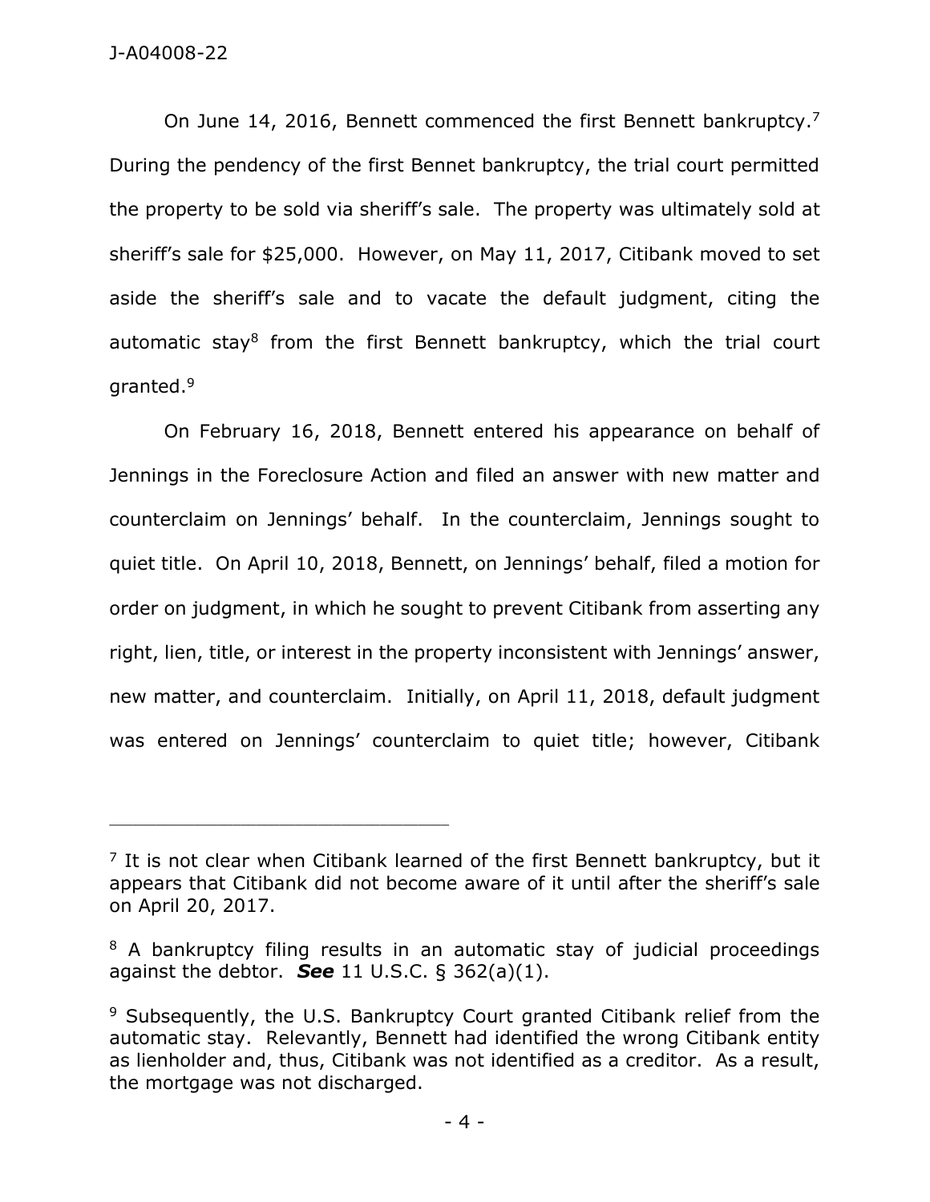On June 14, 2016, Bennett commenced the first Bennett bankruptcy.[7] During the pendency of the first Bennet bankruptcy, the trial court permitted the property to be sold via sheriff's sale. The property was ultimately sold at sheriff's sale for $25,000. However, on May 11, 2017, Citibank moved to set aside the sheriff's sale and to vacate the default judgment, citing the automatic stay[8] from the first Bennett bankruptcy, which the trial court granted.[9]

On February 16, 2018, Bennett entered his appearance on behalf of Jennings in the Foreclosure Action and filed an answer with new matter and counterclaim on Jennings' behalf. In the counterclaim, Jennings sought to quiet title. On April 10, 2018, Bennett, on Jennings' behalf, filed a motion for order on judgment, in which he sought to prevent Citibank from asserting any right, lien, title, or interest in the property inconsistent with Jennings' answer, new matter, and counterclaim. Initially, on April 11, 2018, default judgment was entered on Jennings' counterclaim to quiet title; however, Citibank

---

[7] It is not clear when Citibank learned of the first Bennett bankruptcy, but it appears that Citibank did not become aware of it until after the sheriff's sale on April 20, 2017.

[8] A bankruptcy filing results in an automatic stay of judicial proceedings against the debtor. ***See*** 11 U.S.C. § 362(a)(1).

[9] Subsequently, the U.S. Bankruptcy Court granted Citibank relief from the automatic stay. Relevantly, Bennett had identified the wrong Citibank entity as lienholder and, thus, Citibank was not identified as a creditor. As a result, the mortgage was not discharged.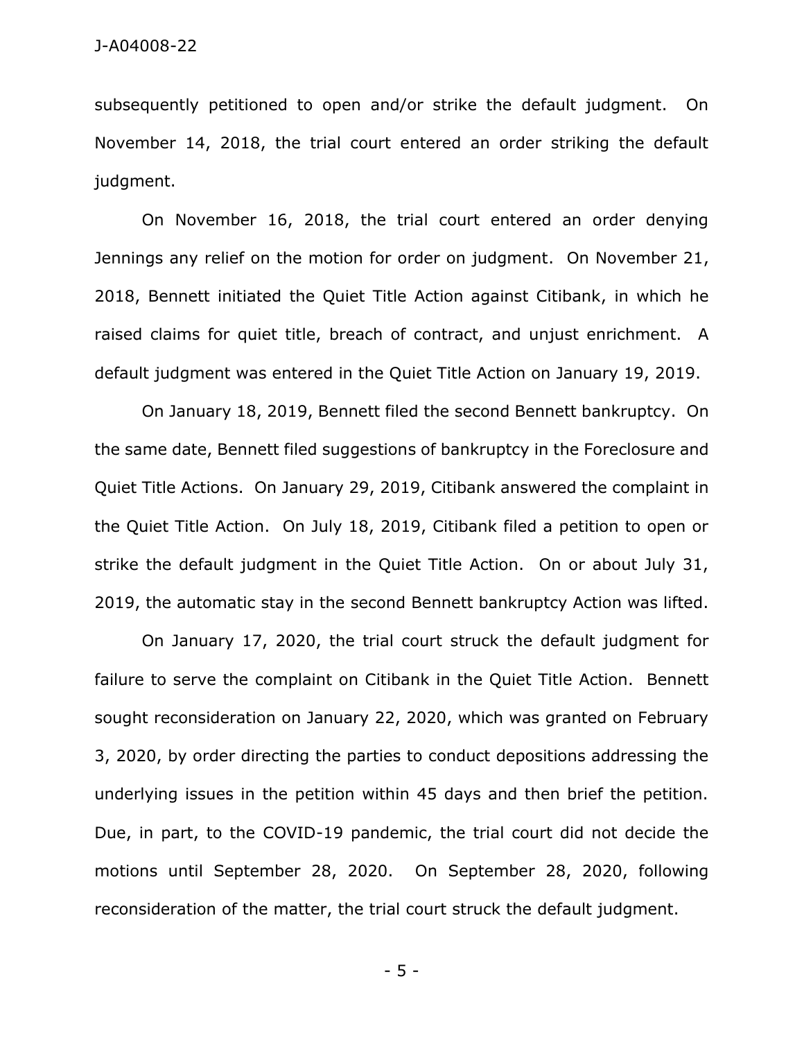subsequently petitioned to open and/or strike the default judgment. On November 14, 2018, the trial court entered an order striking the default judgment.

On November 16, 2018, the trial court entered an order denying Jennings any relief on the motion for order on judgment. On November 21, 2018, Bennett initiated the Quiet Title Action against Citibank, in which he raised claims for quiet title, breach of contract, and unjust enrichment. A default judgment was entered in the Quiet Title Action on January 19, 2019.

On January 18, 2019, Bennett filed the second Bennett bankruptcy. On the same date, Bennett filed suggestions of bankruptcy in the Foreclosure and Quiet Title Actions. On January 29, 2019, Citibank answered the complaint in the Quiet Title Action. On July 18, 2019, Citibank filed a petition to open or strike the default judgment in the Quiet Title Action. On or about July 31, 2019, the automatic stay in the second Bennett bankruptcy Action was lifted.

On January 17, 2020, the trial court struck the default judgment for failure to serve the complaint on Citibank in the Quiet Title Action. Bennett sought reconsideration on January 22, 2020, which was granted on February 3, 2020, by order directing the parties to conduct depositions addressing the underlying issues in the petition within 45 days and then brief the petition. Due, in part, to the COVID-19 pandemic, the trial court did not decide the motions until September 28, 2020. On September 28, 2020, following reconsideration of the matter, the trial court struck the default judgment.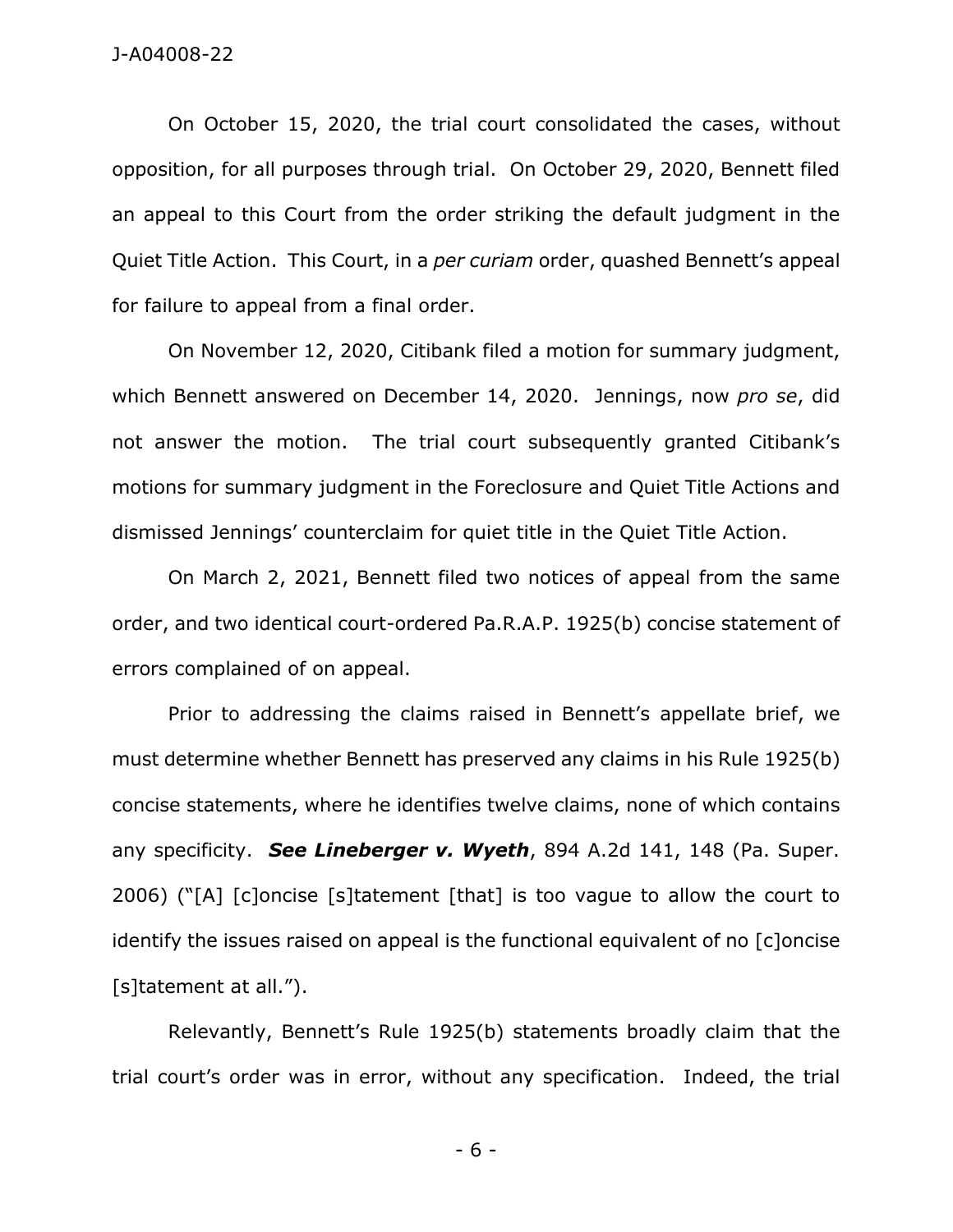On October 15, 2020, the trial court consolidated the cases, without opposition, for all purposes through trial. On October 29, 2020, Bennett filed an appeal to this Court from the order striking the default judgment in the Quiet Title Action. This Court, in a *per curiam* order, quashed Bennett's appeal for failure to appeal from a final order.

On November 12, 2020, Citibank filed a motion for summary judgment, which Bennett answered on December 14, 2020. Jennings, now *pro se*, did not answer the motion. The trial court subsequently granted Citibank's motions for summary judgment in the Foreclosure and Quiet Title Actions and dismissed Jennings' counterclaim for quiet title in the Quiet Title Action.

On March 2, 2021, Bennett filed two notices of appeal from the same order, and two identical court-ordered Pa.R.A.P. 1925(b) concise statement of errors complained of on appeal.

Prior to addressing the claims raised in Bennett's appellate brief, we must determine whether Bennett has preserved any claims in his Rule 1925(b) concise statements, where he identifies twelve claims, none of which contains any specificity. ***See Lineberger v. Wyeth***, 894 A.2d 141, 148 (Pa. Super. 2006) ("[A] [c]oncise [s]tatement [that] is too vague to allow the court to identify the issues raised on appeal is the functional equivalent of no [c]oncise [s]tatement at all.").

Relevantly, Bennett's Rule 1925(b) statements broadly claim that the trial court's order was in error, without any specification. Indeed, the trial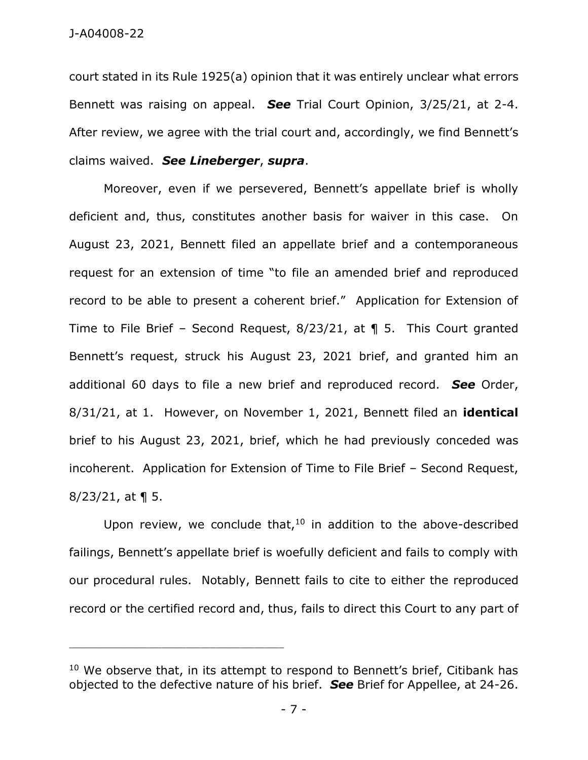court stated in its Rule 1925(a) opinion that it was entirely unclear what errors Bennett was raising on appeal. ***See*** Trial Court Opinion, 3/25/21, at 2-4. After review, we agree with the trial court and, accordingly, we find Bennett's claims waived. ***See Lineberger***, ***supra***.

Moreover, even if we persevered, Bennett's appellate brief is wholly deficient and, thus, constitutes another basis for waiver in this case. On August 23, 2021, Bennett filed an appellate brief and a contemporaneous request for an extension of time "to file an amended brief and reproduced record to be able to present a coherent brief." Application for Extension of Time to File Brief – Second Request, 8/23/21, at ¶ 5. This Court granted Bennett's request, struck his August 23, 2021 brief, and granted him an additional 60 days to file a new brief and reproduced record. ***See*** Order, 8/31/21, at 1. However, on November 1, 2021, Bennett filed an **identical** brief to his August 23, 2021, brief, which he had previously conceded was incoherent. Application for Extension of Time to File Brief – Second Request, 8/23/21, at ¶ 5.

Upon review, we conclude that,[10] in addition to the above-described failings, Bennett's appellate brief is woefully deficient and fails to comply with our procedural rules. Notably, Bennett fails to cite to either the reproduced record or the certified record and, thus, fails to direct this Court to any part of

---

[10] We observe that, in its attempt to respond to Bennett's brief, Citibank has objected to the defective nature of his brief. ***See*** Brief for Appellee, at 24-26.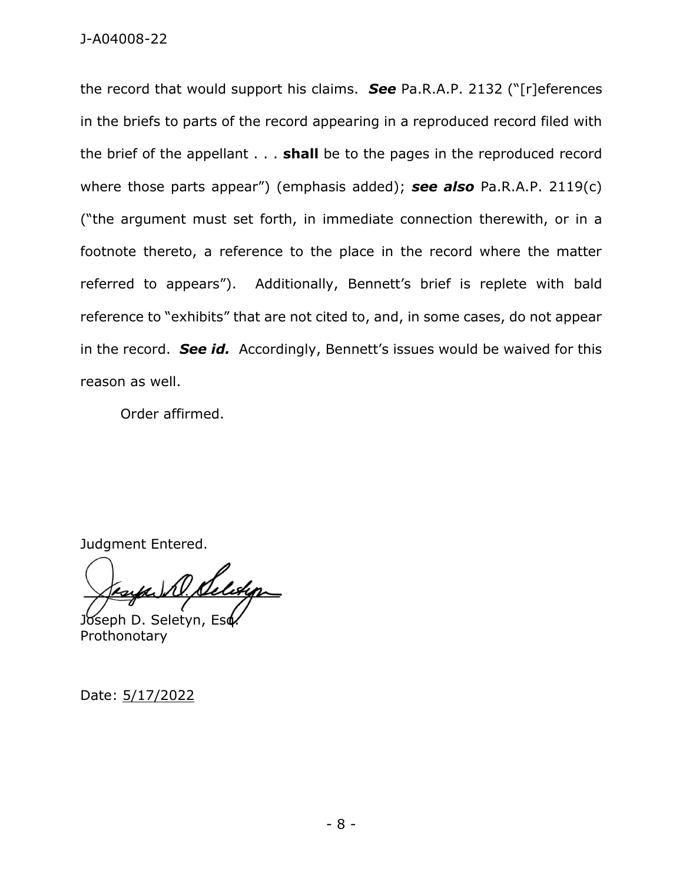the record that would support his claims. ***See*** Pa.R.A.P. 2132 ("[r]eferences in the briefs to parts of the record appearing in a reproduced record filed with the brief of the appellant . . . **shall** be to the pages in the reproduced record where those parts appear") (emphasis added); ***see also*** Pa.R.A.P. 2119(c) ("the argument must set forth, in immediate connection therewith, or in a footnote thereto, a reference to the place in the record where the matter referred to appears"). Additionally, Bennett's brief is replete with bald reference to "exhibits" that are not cited to, and, in some cases, do not appear in the record. ***See id.*** Accordingly, Bennett's issues would be waived for this reason as well.

Order affirmed.

Judgment Entered.

Joseph D. Seletyn, Esq.
Prothonotary

Date: 5/17/2022